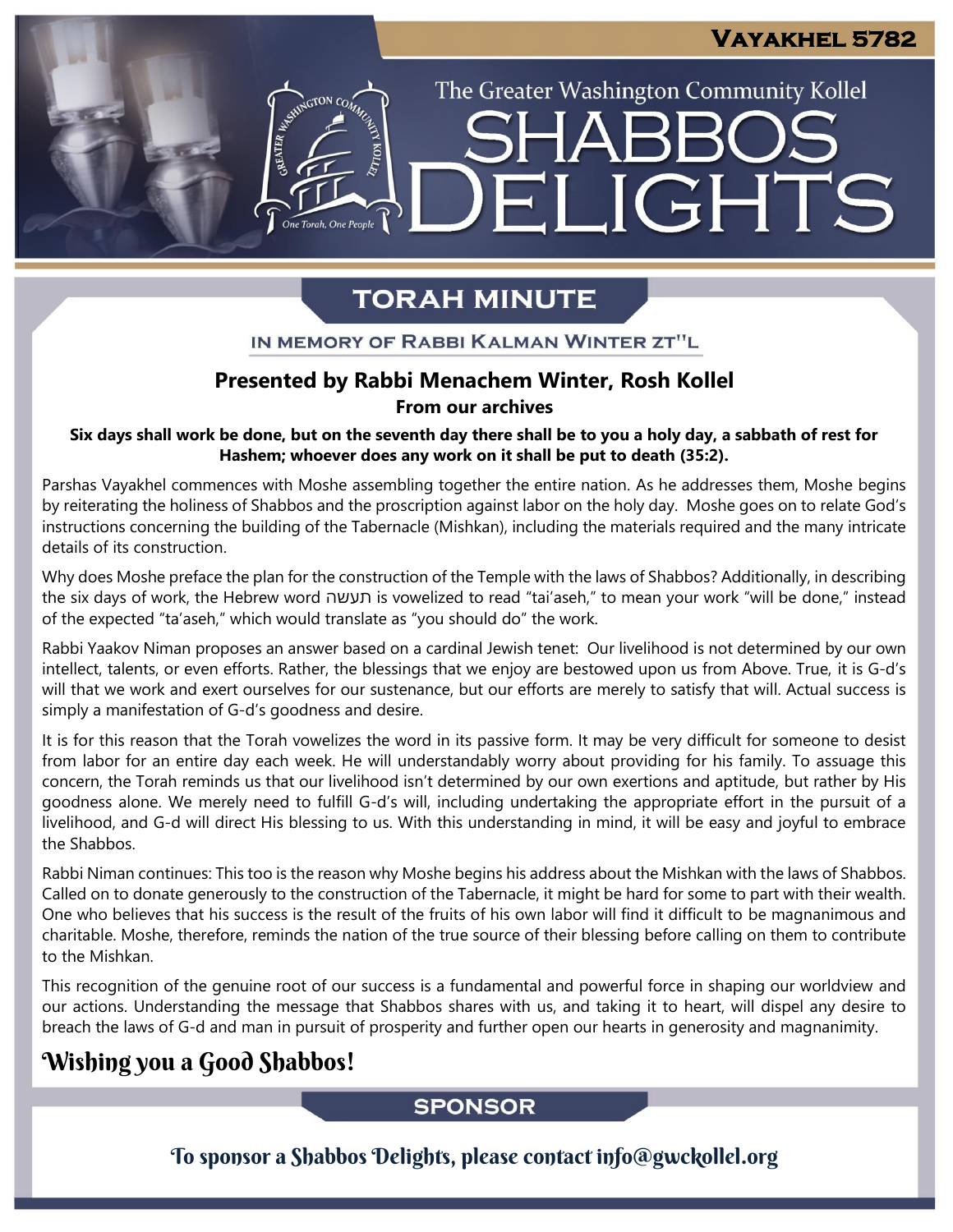# Vayakhel 5782

## The Greater Washington Community Kollel

# Shabbos Delights

## Torah Minute

### In memory of Rabbi Kalman Winter zt"l

**Presented by Rabbi Menachem Winter, Rosh Kollel**

**From our archives**

**Six days shall work be done, but on the seventh day there shall be to you a holy day, a sabbath of rest for Hashem; whoever does any work on it shall be put to death (35:2).**

Parshas Vayakhel commences with Moshe assembling together the entire nation. As he addresses them, Moshe begins by reiterating the holiness of Shabbos and the proscription against labor on the holy day. Moshe goes on to relate God's instructions concerning the building of the Tabernacle (Mishkan), including the materials required and the many intricate details of its construction.

Why does Moshe preface the plan for the construction of the Temple with the laws of Shabbos? Additionally, in describing the six days of work, the Hebrew word תעשה is vowelized to read "tai'aseh," to mean your work "will be done," instead of the expected "ta'aseh," which would translate as "you should do" the work.

Rabbi Yaakov Niman proposes an answer based on a cardinal Jewish tenet: Our livelihood is not determined by our own intellect, talents, or even efforts. Rather, the blessings that we enjoy are bestowed upon us from Above. True, it is G-d's will that we work and exert ourselves for our sustenance, but our efforts are merely to satisfy that will. Actual success is simply a manifestation of G-d's goodness and desire.

It is for this reason that the Torah vowelizes the word in its passive form. It may be very difficult for someone to desist from labor for an entire day each week. He will understandably worry about providing for his family. To assuage this concern, the Torah reminds us that our livelihood isn't determined by our own exertions and aptitude, but rather by His goodness alone. We merely need to fulfill G-d's will, including undertaking the appropriate effort in the pursuit of a livelihood, and G-d will direct His blessing to us. With this understanding in mind, it will be easy and joyful to embrace the Shabbos.

Rabbi Niman continues: This too is the reason why Moshe begins his address about the Mishkan with the laws of Shabbos. Called on to donate generously to the construction of the Tabernacle, it might be hard for some to part with their wealth. One who believes that his success is the result of the fruits of his own labor will find it difficult to be magnanimous and charitable. Moshe, therefore, reminds the nation of the true source of their blessing before calling on them to contribute to the Mishkan.

This recognition of the genuine root of our success is a fundamental and powerful force in shaping our worldview and our actions. Understanding the message that Shabbos shares with us, and taking it to heart, will dispel any desire to breach the laws of G-d and man in pursuit of prosperity and further open our hearts in generosity and magnanimity.

**Wishing you a Good Shabbos!**

## Sponsor

To sponsor a Shabbos Delights, please contact info@gwckollel.org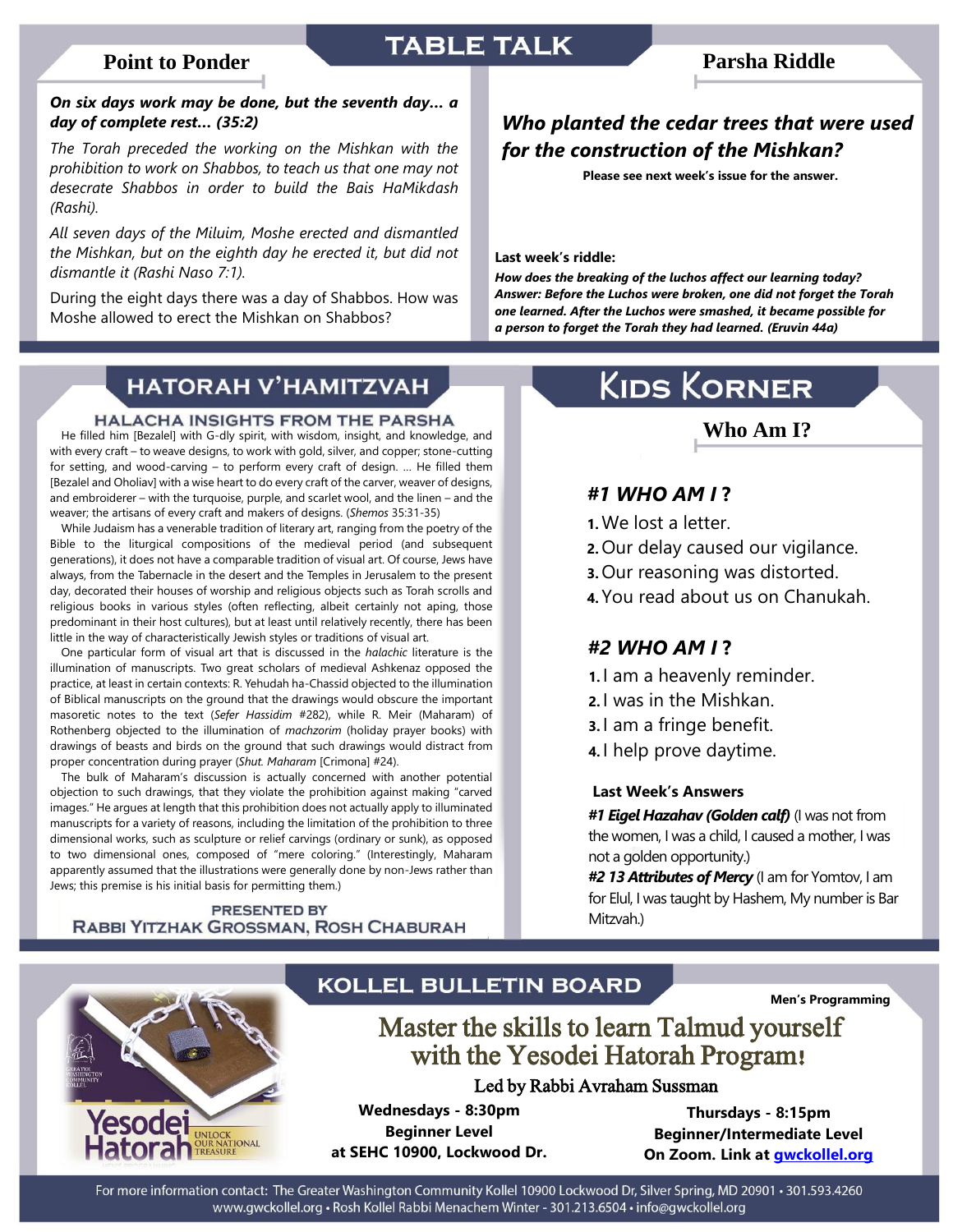# TABLE TALK

## Point to Ponder

***On six days work may be done, but the seventh day… a day of complete rest… (35:2)***

*The Torah preceded the working on the Mishkan with the prohibition to work on Shabbos, to teach us that one may not desecrate Shabbos in order to build the Bais HaMikdash (Rashi).*

*All seven days of the Miluim, Moshe erected and dismantled the Mishkan, but on the eighth day he erected it, but did not dismantle it (Rashi Naso 7:1).*

During the eight days there was a day of Shabbos. How was Moshe allowed to erect the Mishkan on Shabbos?

## Parsha Riddle

***Who planted the cedar trees that were used for the construction of the Mishkan?***

**Please see next week's issue for the answer.**

**Last week's riddle:**

***How does the breaking of the luchos affect our learning today?***
***Answer: Before the Luchos were broken, one did not forget the Torah one learned. After the Luchos were smashed, it became possible for a person to forget the Torah they had learned. (Eruvin 44a)***

# HATORAH V'HAMITZVAH

## HALACHA INSIGHTS FROM THE PARSHA

He filled him [Bezalel] with G-dly spirit, with wisdom, insight, and knowledge, and with every craft – to weave designs, to work with gold, silver, and copper; stone-cutting for setting, and wood-carving – to perform every craft of design. … He filled them [Bezalel and Oholiav] with a wise heart to do every craft of the carver, weaver of designs, and embroiderer – with the turquoise, purple, and scarlet wool, and the linen – and the weaver; the artisans of every craft and makers of designs. (*Shemos* 35:31-35)

While Judaism has a venerable tradition of literary art, ranging from the poetry of the Bible to the liturgical compositions of the medieval period (and subsequent generations), it does not have a comparable tradition of visual art. Of course, Jews have always, from the Tabernacle in the desert and the Temples in Jerusalem to the present day, decorated their houses of worship and religious objects such as Torah scrolls and religious books in various styles (often reflecting, albeit certainly not aping, those predominant in their host cultures), but at least until relatively recently, there has been little in the way of characteristically Jewish styles or traditions of visual art.

One particular form of visual art that is discussed in the *halachic* literature is the illumination of manuscripts. Two great scholars of medieval Ashkenaz opposed the practice, at least in certain contexts: R. Yehudah ha-Chassid objected to the illumination of Biblical manuscripts on the ground that the drawings would obscure the important masoretic notes to the text (*Sefer Hassidim* #282), while R. Meir (Maharam) of Rothenberg objected to the illumination of *machzorim* (holiday prayer books) with drawings of beasts and birds on the ground that such drawings would distract from proper concentration during prayer (*Shut. Maharam* [Crimona] #24).

The bulk of Maharam's discussion is actually concerned with another potential objection to such drawings, that they violate the prohibition against making "carved images." He argues at length that this prohibition does not actually apply to illuminated manuscripts for a variety of reasons, including the limitation of the prohibition to three dimensional works, such as sculpture or relief carvings (ordinary or sunk), as opposed to two dimensional ones, composed of "mere coloring." (Interestingly, Maharam apparently assumed that the illustrations were generally done by non-Jews rather than Jews; this premise is his initial basis for permitting them.)

PRESENTED BY
RABBI YITZHAK GROSSMAN, ROSH CHABURAH

# KIDS KORNER

## Who Am I?

### #1 WHO AM I ?

1. We lost a letter.
2. Our delay caused our vigilance.
3. Our reasoning was distorted.
4. You read about us on Chanukah.

### #2 WHO AM I ?

1. I am a heavenly reminder.
2. I was in the Mishkan.
3. I am a fringe benefit.
4. I help prove daytime.

**Last Week's Answers**

***#1 Eigel Hazahav (Golden calf)*** (I was not from the women, I was a child, I caused a mother, I was not a golden opportunity.)

***#2 13 Attributes of Mercy*** (I am for Yomtov, I am for Elul, I was taught by Hashem, My number is Bar Mitzvah.)

# KOLLEL BULLETIN BOARD

**Men's Programming**

## Master the skills to learn Talmud yourself with the Yesodei Hatorah Program!

Led by Rabbi Avraham Sussman

**Wednesdays - 8:30pm**
**Beginner Level**
**at SEHC 10900, Lockwood Dr.**

**Thursdays - 8:15pm**
**Beginner/Intermediate Level**
**On Zoom. Link at gwckollel.org**

For more information contact: The Greater Washington Community Kollel 10900 Lockwood Dr, Silver Spring, MD 20901 • 301.593.4260
www.gwckollel.org • Rosh Kollel Rabbi Menachem Winter - 301.213.6504 • info@gwckollel.org